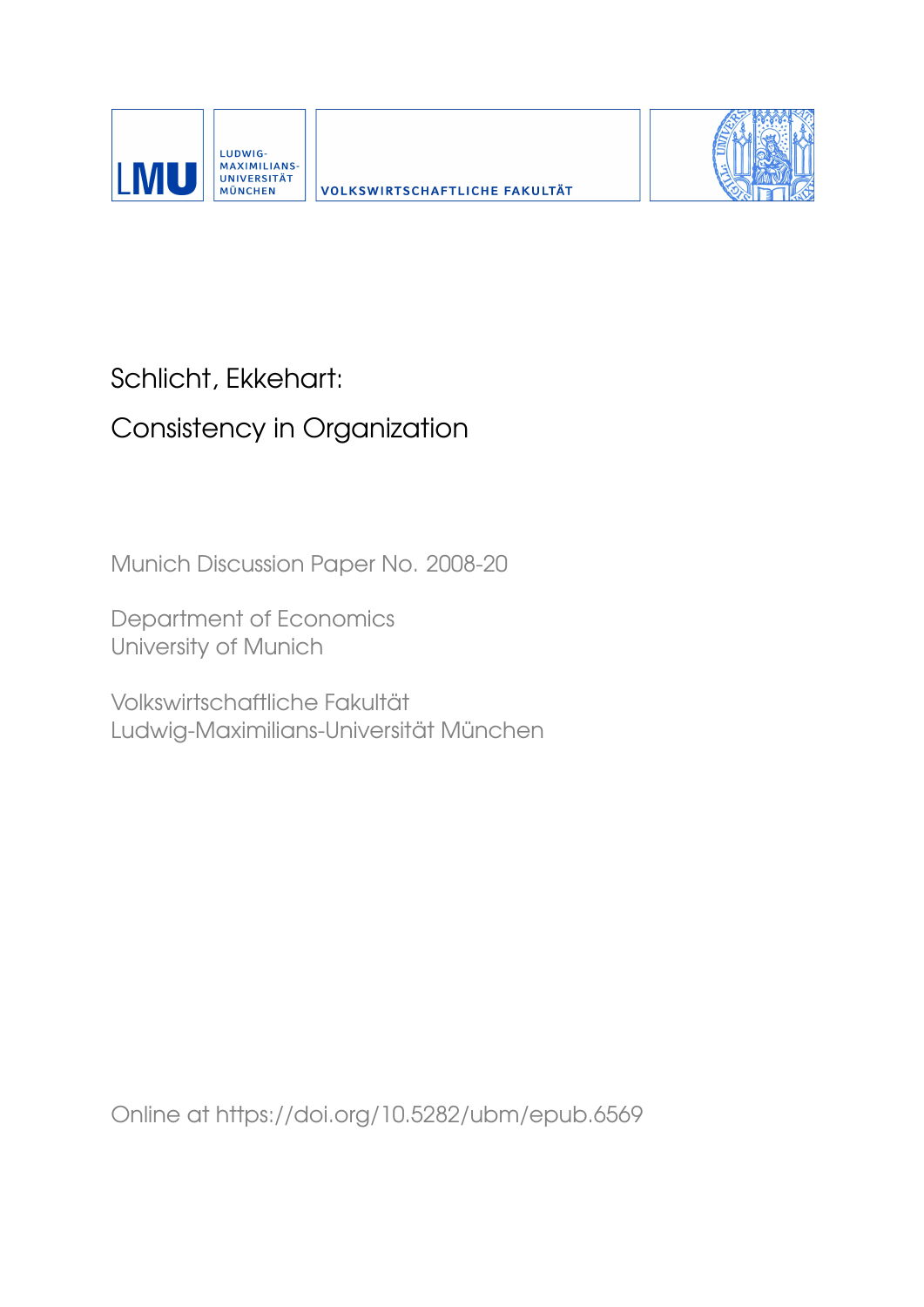LMU | LUDWIG-MAXIMILIANS-UNIVERSITÄT MÜNCHEN | VOLKSWIRTSCHAFTLICHE FAKULTÄT

Schlicht, Ekkehart:

# Consistency in Organization

Munich Discussion Paper No. 2008-20

Department of Economics
University of Munich

Volkswirtschaftliche Fakultät
Ludwig-Maximilians-Universität München

Online at https://doi.org/10.5282/ubm/epub.6569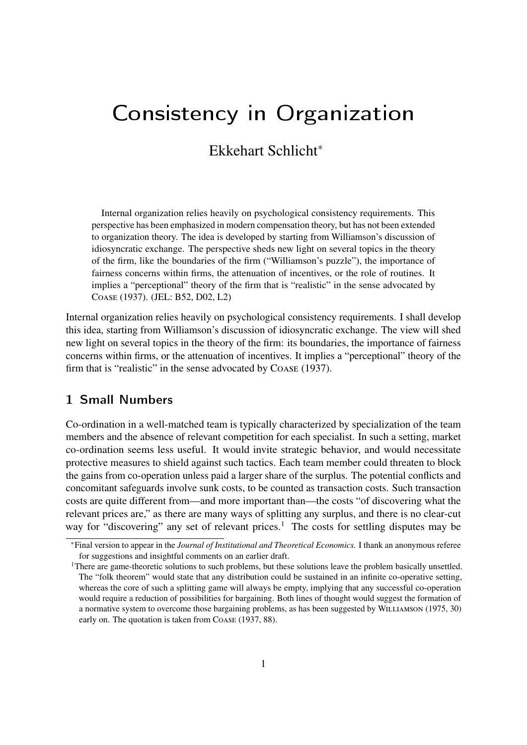# Consistency in Organization

Ekkehart Schlicht*

> Internal organization relies heavily on psychological consistency requirements. This perspective has been emphasized in modern compensation theory, but has not been extended to organization theory. The idea is developed by starting from Williamson's discussion of idiosyncratic exchange. The perspective sheds new light on several topics in the theory of the firm, like the boundaries of the firm ("Williamson's puzzle"), the importance of fairness concerns within firms, the attenuation of incentives, or the role of routines. It implies a "perceptional" theory of the firm that is "realistic" in the sense advocated by Coase (1937). (JEL: B52, D02, L2)

Internal organization relies heavily on psychological consistency requirements. I shall develop this idea, starting from Williamson's discussion of idiosyncratic exchange. The view will shed new light on several topics in the theory of the firm: its boundaries, the importance of fairness concerns within firms, or the attenuation of incentives. It implies a "perceptional" theory of the firm that is "realistic" in the sense advocated by Coase (1937).

## 1 Small Numbers

Co-ordination in a well-matched team is typically characterized by specialization of the team members and the absence of relevant competition for each specialist. In such a setting, market co-ordination seems less useful. It would invite strategic behavior, and would necessitate protective measures to shield against such tactics. Each team member could threaten to block the gains from co-operation unless paid a larger share of the surplus. The potential conflicts and concomitant safeguards involve sunk costs, to be counted as transaction costs. Such transaction costs are quite different from—and more important than—the costs "of discovering what the relevant prices are," as there are many ways of splitting any surplus, and there is no clear-cut way for "discovering" any set of relevant prices.[1] The costs for settling disputes may be

---

*Final version to appear in the *Journal of Institutional and Theoretical Economics.* I thank an anonymous referee for suggestions and insightful comments on an earlier draft.

[1] There are game-theoretic solutions to such problems, but these solutions leave the problem basically unsettled. The "folk theorem" would state that any distribution could be sustained in an infinite co-operative setting, whereas the core of such a splitting game will always be empty, implying that any successful co-operation would require a reduction of possibilities for bargaining. Both lines of thought would suggest the formation of a normative system to overcome those bargaining problems, as has been suggested by Williamson (1975, 30) early on. The quotation is taken from Coase (1937, 88).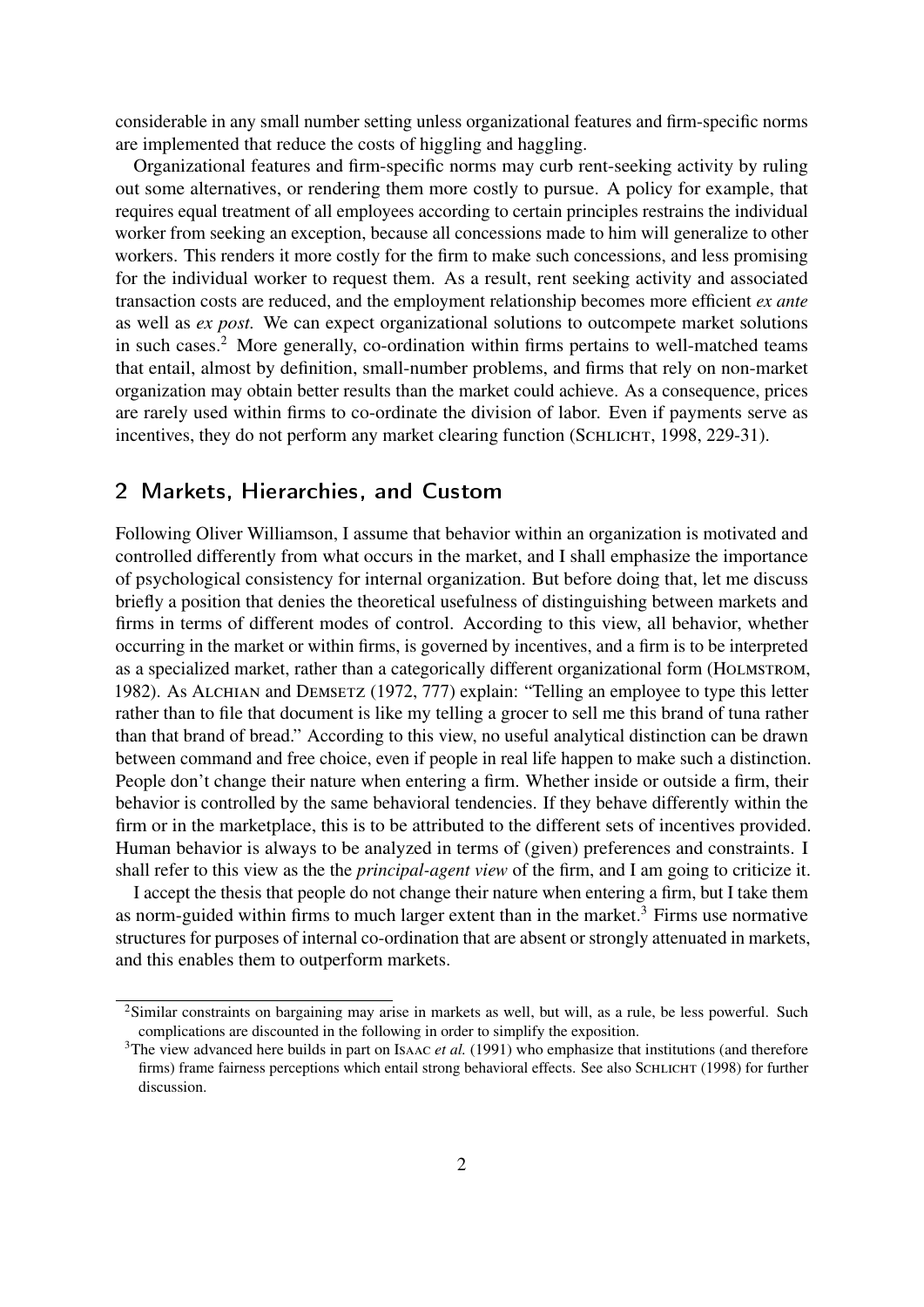considerable in any small number setting unless organizational features and firm-specific norms are implemented that reduce the costs of higgling and haggling.

Organizational features and firm-specific norms may curb rent-seeking activity by ruling out some alternatives, or rendering them more costly to pursue. A policy for example, that requires equal treatment of all employees according to certain principles restrains the individual worker from seeking an exception, because all concessions made to him will generalize to other workers. This renders it more costly for the firm to make such concessions, and less promising for the individual worker to request them. As a result, rent seeking activity and associated transaction costs are reduced, and the employment relationship becomes more efficient *ex ante* as well as *ex post*. We can expect organizational solutions to outcompete market solutions in such cases.[2] More generally, co-ordination within firms pertains to well-matched teams that entail, almost by definition, small-number problems, and firms that rely on non-market organization may obtain better results than the market could achieve. As a consequence, prices are rarely used within firms to co-ordinate the division of labor. Even if payments serve as incentives, they do not perform any market clearing function (SCHLICHT, 1998, 229-31).

## 2 Markets, Hierarchies, and Custom

Following Oliver Williamson, I assume that behavior within an organization is motivated and controlled differently from what occurs in the market, and I shall emphasize the importance of psychological consistency for internal organization. But before doing that, let me discuss briefly a position that denies the theoretical usefulness of distinguishing between markets and firms in terms of different modes of control. According to this view, all behavior, whether occurring in the market or within firms, is governed by incentives, and a firm is to be interpreted as a specialized market, rather than a categorically different organizational form (HOLMSTROM, 1982). As ALCHIAN and DEMSETZ (1972, 777) explain: "Telling an employee to type this letter rather than to file that document is like my telling a grocer to sell me this brand of tuna rather than that brand of bread." According to this view, no useful analytical distinction can be drawn between command and free choice, even if people in real life happen to make such a distinction. People don't change their nature when entering a firm. Whether inside or outside a firm, their behavior is controlled by the same behavioral tendencies. If they behave differently within the firm or in the marketplace, this is to be attributed to the different sets of incentives provided. Human behavior is always to be analyzed in terms of (given) preferences and constraints. I shall refer to this view as the the *principal-agent view* of the firm, and I am going to criticize it.

I accept the thesis that people do not change their nature when entering a firm, but I take them as norm-guided within firms to much larger extent than in the market.[3] Firms use normative structures for purposes of internal co-ordination that are absent or strongly attenuated in markets, and this enables them to outperform markets.

[2] Similar constraints on bargaining may arise in markets as well, but will, as a rule, be less powerful. Such complications are discounted in the following in order to simplify the exposition.

[3] The view advanced here builds in part on ISAAC *et al.* (1991) who emphasize that institutions (and therefore firms) frame fairness perceptions which entail strong behavioral effects. See also SCHLICHT (1998) for further discussion.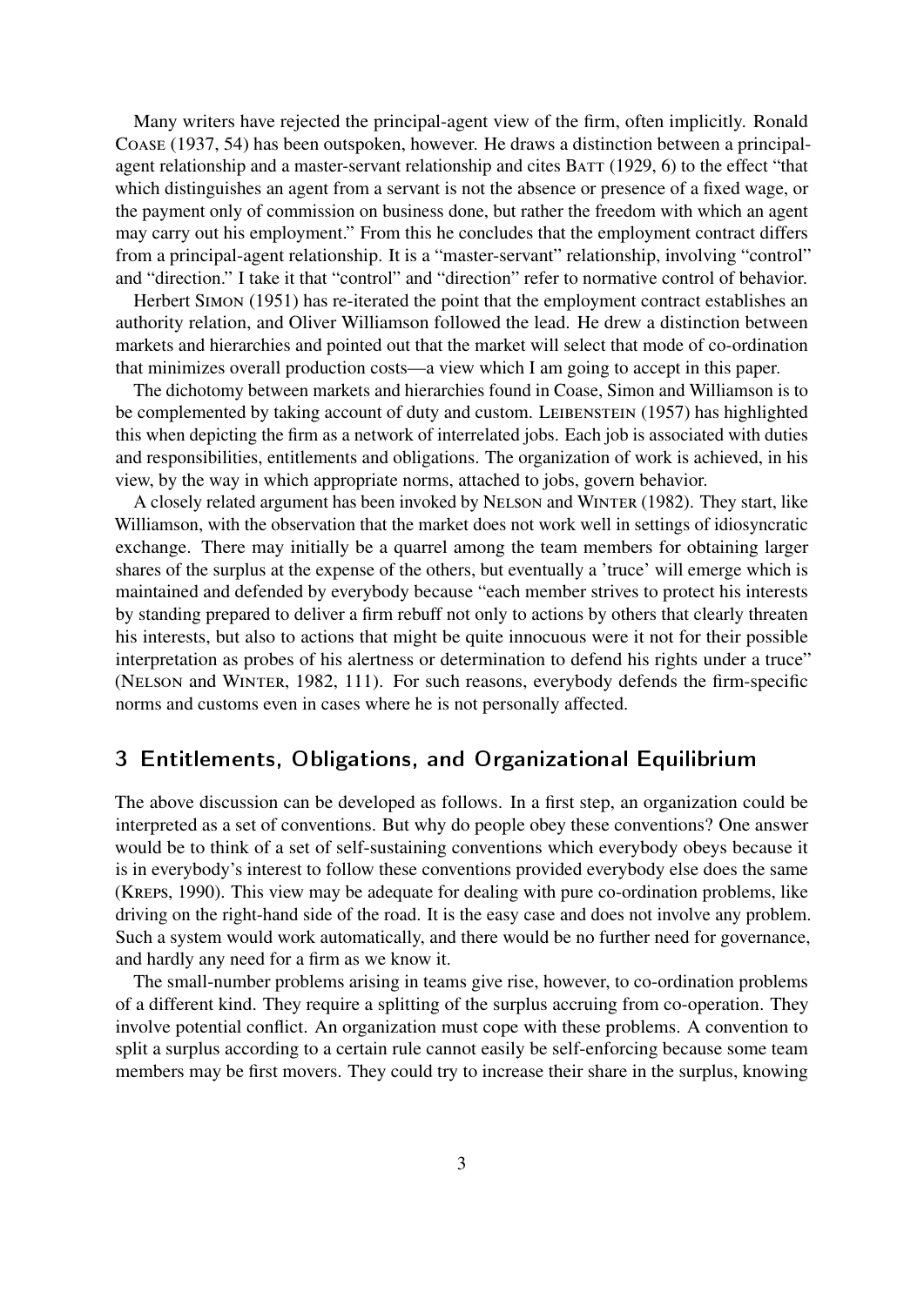Many writers have rejected the principal-agent view of the firm, often implicitly. Ronald Coase (1937, 54) has been outspoken, however. He draws a distinction between a principal-agent relationship and a master-servant relationship and cites Batt (1929, 6) to the effect "that which distinguishes an agent from a servant is not the absence or presence of a fixed wage, or the payment only of commission on business done, but rather the freedom with which an agent may carry out his employment." From this he concludes that the employment contract differs from a principal-agent relationship. It is a "master-servant" relationship, involving "control" and "direction." I take it that "control" and "direction" refer to normative control of behavior.

Herbert Simon (1951) has re-iterated the point that the employment contract establishes an authority relation, and Oliver Williamson followed the lead. He drew a distinction between markets and hierarchies and pointed out that the market will select that mode of co-ordination that minimizes overall production costs—a view which I am going to accept in this paper.

The dichotomy between markets and hierarchies found in Coase, Simon and Williamson is to be complemented by taking account of duty and custom. Leibenstein (1957) has highlighted this when depicting the firm as a network of interrelated jobs. Each job is associated with duties and responsibilities, entitlements and obligations. The organization of work is achieved, in his view, by the way in which appropriate norms, attached to jobs, govern behavior.

A closely related argument has been invoked by Nelson and Winter (1982). They start, like Williamson, with the observation that the market does not work well in settings of idiosyncratic exchange. There may initially be a quarrel among the team members for obtaining larger shares of the surplus at the expense of the others, but eventually a 'truce' will emerge which is maintained and defended by everybody because "each member strives to protect his interests by standing prepared to deliver a firm rebuff not only to actions by others that clearly threaten his interests, but also to actions that might be quite innocuous were it not for their possible interpretation as probes of his alertness or determination to defend his rights under a truce" (Nelson and Winter, 1982, 111). For such reasons, everybody defends the firm-specific norms and customs even in cases where he is not personally affected.

## 3 Entitlements, Obligations, and Organizational Equilibrium

The above discussion can be developed as follows. In a first step, an organization could be interpreted as a set of conventions. But why do people obey these conventions? One answer would be to think of a set of self-sustaining conventions which everybody obeys because it is in everybody's interest to follow these conventions provided everybody else does the same (Kreps, 1990). This view may be adequate for dealing with pure co-ordination problems, like driving on the right-hand side of the road. It is the easy case and does not involve any problem. Such a system would work automatically, and there would be no further need for governance, and hardly any need for a firm as we know it.

The small-number problems arising in teams give rise, however, to co-ordination problems of a different kind. They require a splitting of the surplus accruing from co-operation. They involve potential conflict. An organization must cope with these problems. A convention to split a surplus according to a certain rule cannot easily be self-enforcing because some team members may be first movers. They could try to increase their share in the surplus, knowing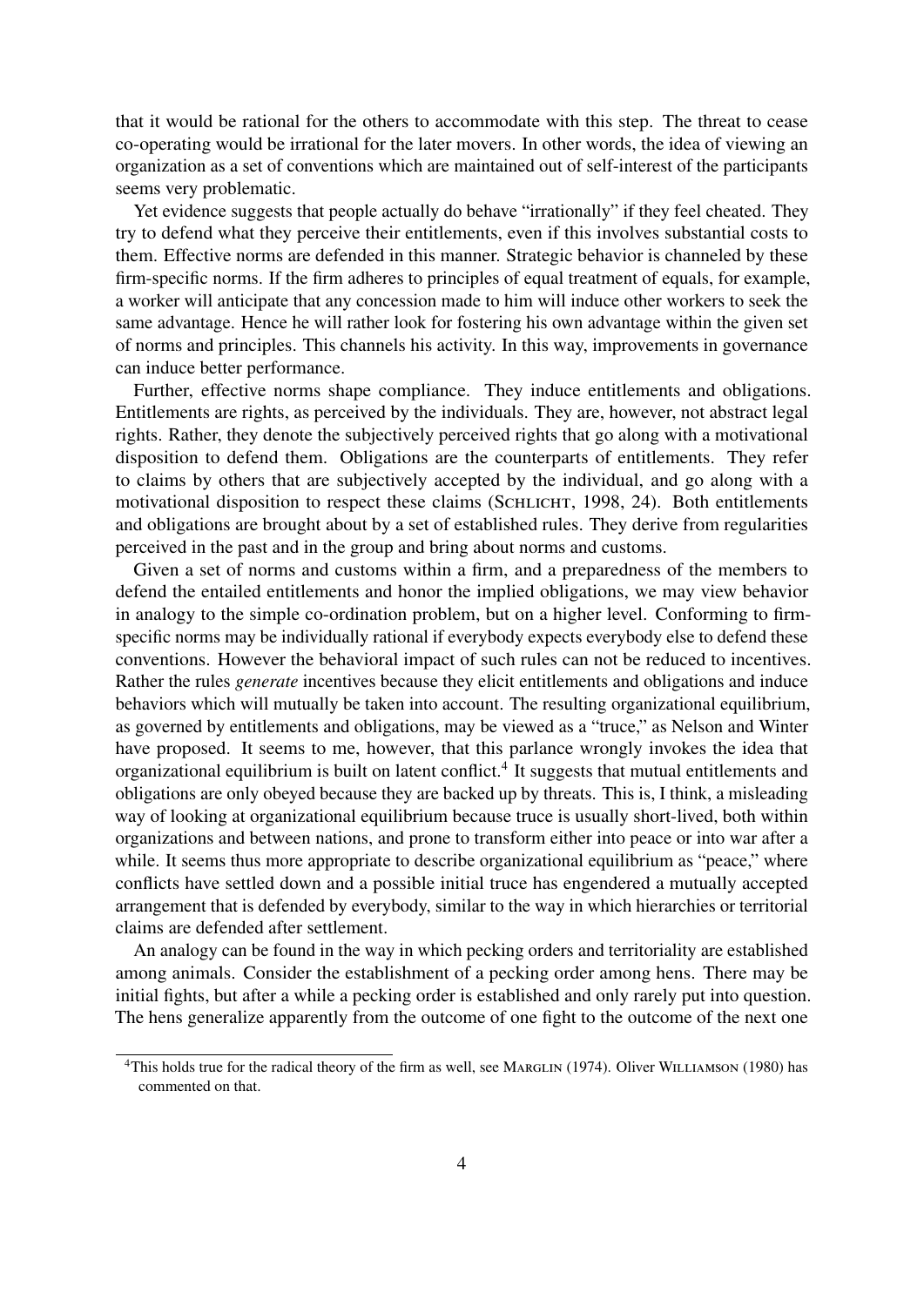that it would be rational for the others to accommodate with this step. The threat to cease co-operating would be irrational for the later movers. In other words, the idea of viewing an organization as a set of conventions which are maintained out of self-interest of the participants seems very problematic.

Yet evidence suggests that people actually do behave "irrationally" if they feel cheated. They try to defend what they perceive their entitlements, even if this involves substantial costs to them. Effective norms are defended in this manner. Strategic behavior is channeled by these firm-specific norms. If the firm adheres to principles of equal treatment of equals, for example, a worker will anticipate that any concession made to him will induce other workers to seek the same advantage. Hence he will rather look for fostering his own advantage within the given set of norms and principles. This channels his activity. In this way, improvements in governance can induce better performance.

Further, effective norms shape compliance. They induce entitlements and obligations. Entitlements are rights, as perceived by the individuals. They are, however, not abstract legal rights. Rather, they denote the subjectively perceived rights that go along with a motivational disposition to defend them. Obligations are the counterparts of entitlements. They refer to claims by others that are subjectively accepted by the individual, and go along with a motivational disposition to respect these claims (Schlicht, 1998, 24). Both entitlements and obligations are brought about by a set of established rules. They derive from regularities perceived in the past and in the group and bring about norms and customs.

Given a set of norms and customs within a firm, and a preparedness of the members to defend the entailed entitlements and honor the implied obligations, we may view behavior in analogy to the simple co-ordination problem, but on a higher level. Conforming to firm-specific norms may be individually rational if everybody expects everybody else to defend these conventions. However the behavioral impact of such rules can not be reduced to incentives. Rather the rules *generate* incentives because they elicit entitlements and obligations and induce behaviors which will mutually be taken into account. The resulting organizational equilibrium, as governed by entitlements and obligations, may be viewed as a "truce," as Nelson and Winter have proposed. It seems to me, however, that this parlance wrongly invokes the idea that organizational equilibrium is built on latent conflict.[4] It suggests that mutual entitlements and obligations are only obeyed because they are backed up by threats. This is, I think, a misleading way of looking at organizational equilibrium because truce is usually short-lived, both within organizations and between nations, and prone to transform either into peace or into war after a while. It seems thus more appropriate to describe organizational equilibrium as "peace," where conflicts have settled down and a possible initial truce has engendered a mutually accepted arrangement that is defended by everybody, similar to the way in which hierarchies or territorial claims are defended after settlement.

An analogy can be found in the way in which pecking orders and territoriality are established among animals. Consider the establishment of a pecking order among hens. There may be initial fights, but after a while a pecking order is established and only rarely put into question. The hens generalize apparently from the outcome of one fight to the outcome of the next one

[4] This holds true for the radical theory of the firm as well, see Marglin (1974). Oliver Williamson (1980) has commented on that.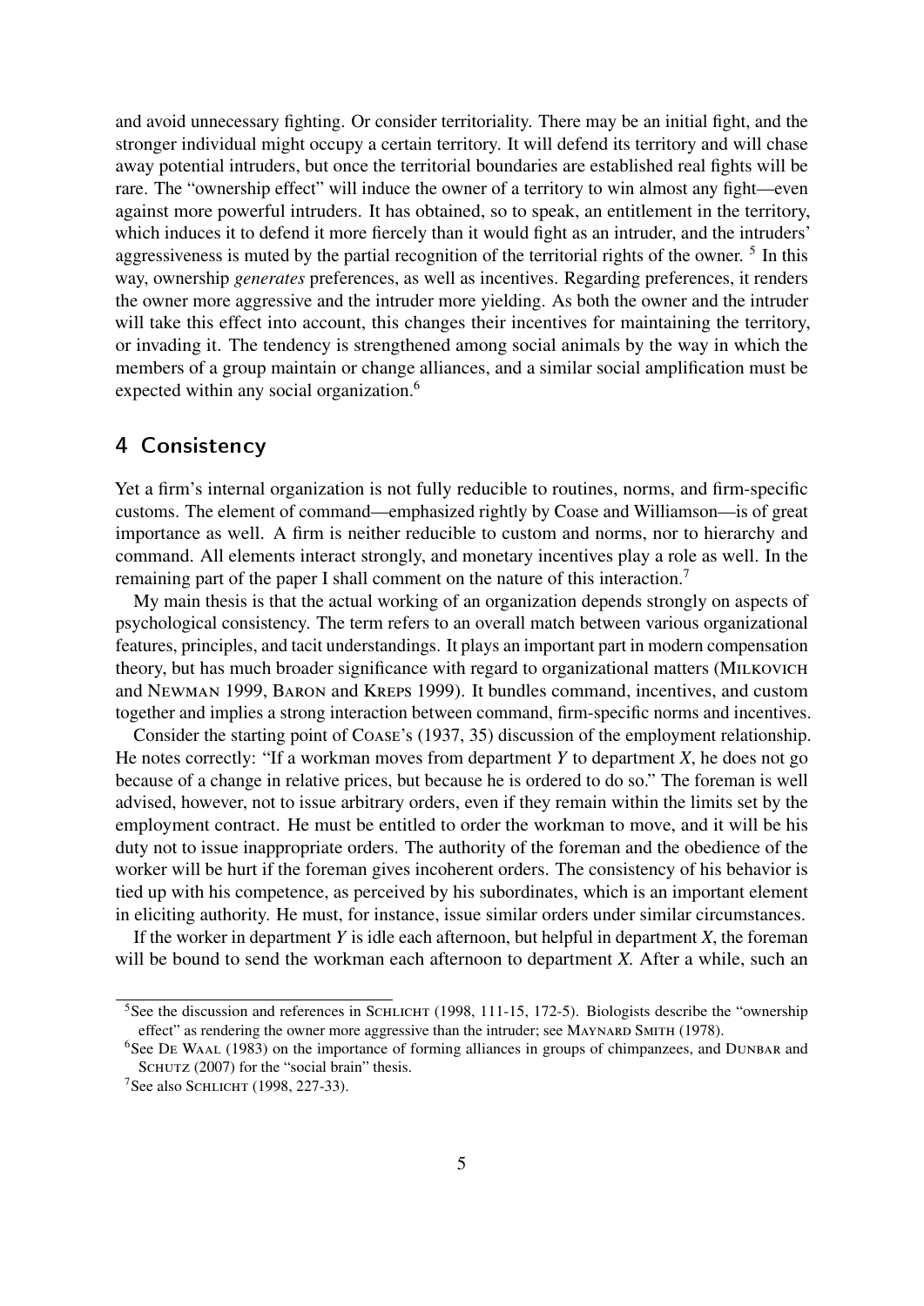and avoid unnecessary fighting. Or consider territoriality. There may be an initial fight, and the stronger individual might occupy a certain territory. It will defend its territory and will chase away potential intruders, but once the territorial boundaries are established real fights will be rare. The "ownership effect" will induce the owner of a territory to win almost any fight—even against more powerful intruders. It has obtained, so to speak, an entitlement in the territory, which induces it to defend it more fiercely than it would fight as an intruder, and the intruders' aggressiveness is muted by the partial recognition of the territorial rights of the owner. [5] In this way, ownership *generates* preferences, as well as incentives. Regarding preferences, it renders the owner more aggressive and the intruder more yielding. As both the owner and the intruder will take this effect into account, this changes their incentives for maintaining the territory, or invading it. The tendency is strengthened among social animals by the way in which the members of a group maintain or change alliances, and a similar social amplification must be expected within any social organization.[6]

## 4 Consistency

Yet a firm's internal organization is not fully reducible to routines, norms, and firm-specific customs. The element of command—emphasized rightly by Coase and Williamson—is of great importance as well. A firm is neither reducible to custom and norms, nor to hierarchy and command. All elements interact strongly, and monetary incentives play a role as well. In the remaining part of the paper I shall comment on the nature of this interaction.[7]

My main thesis is that the actual working of an organization depends strongly on aspects of psychological consistency. The term refers to an overall match between various organizational features, principles, and tacit understandings. It plays an important part in modern compensation theory, but has much broader significance with regard to organizational matters (Milkovich and Newman 1999, Baron and Kreps 1999). It bundles command, incentives, and custom together and implies a strong interaction between command, firm-specific norms and incentives.

Consider the starting point of Coase's (1937, 35) discussion of the employment relationship. He notes correctly: "If a workman moves from department *Y* to department *X*, he does not go because of a change in relative prices, but because he is ordered to do so." The foreman is well advised, however, not to issue arbitrary orders, even if they remain within the limits set by the employment contract. He must be entitled to order the workman to move, and it will be his duty not to issue inappropriate orders. The authority of the foreman and the obedience of the worker will be hurt if the foreman gives incoherent orders. The consistency of his behavior is tied up with his competence, as perceived by his subordinates, which is an important element in eliciting authority. He must, for instance, issue similar orders under similar circumstances.

If the worker in department *Y* is idle each afternoon, but helpful in department *X*, the foreman will be bound to send the workman each afternoon to department *X*. After a while, such an

---

[5] See the discussion and references in Schlicht (1998, 111-15, 172-5). Biologists describe the "ownership effect" as rendering the owner more aggressive than the intruder; see Maynard Smith (1978).

[6] See De Waal (1983) on the importance of forming alliances in groups of chimpanzees, and Dunbar and Schutz (2007) for the "social brain" thesis.

[7] See also Schlicht (1998, 227-33).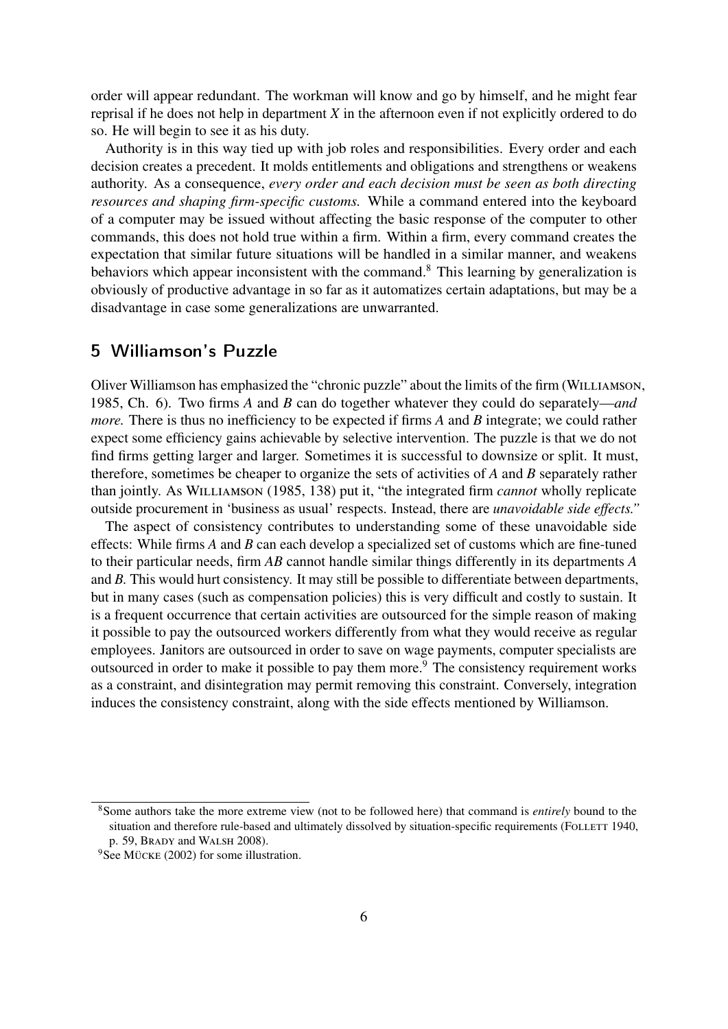order will appear redundant. The workman will know and go by himself, and he might fear reprisal if he does not help in department *X* in the afternoon even if not explicitly ordered to do so. He will begin to see it as his duty.

Authority is in this way tied up with job roles and responsibilities. Every order and each decision creates a precedent. It molds entitlements and obligations and strengthens or weakens authority. As a consequence, *every order and each decision must be seen as both directing resources and shaping firm-specific customs.* While a command entered into the keyboard of a computer may be issued without affecting the basic response of the computer to other commands, this does not hold true within a firm. Within a firm, every command creates the expectation that similar future situations will be handled in a similar manner, and weakens behaviors which appear inconsistent with the command.[8] This learning by generalization is obviously of productive advantage in so far as it automatizes certain adaptations, but may be a disadvantage in case some generalizations are unwarranted.

## 5 Williamson's Puzzle

Oliver Williamson has emphasized the "chronic puzzle" about the limits of the firm (Williamson, 1985, Ch. 6). Two firms *A* and *B* can do together whatever they could do separately—*and more.* There is thus no inefficiency to be expected if firms *A* and *B* integrate; we could rather expect some efficiency gains achievable by selective intervention. The puzzle is that we do not find firms getting larger and larger. Sometimes it is successful to downsize or split. It must, therefore, sometimes be cheaper to organize the sets of activities of *A* and *B* separately rather than jointly. As Williamson (1985, 138) put it, "the integrated firm *cannot* wholly replicate outside procurement in 'business as usual' respects. Instead, there are *unavoidable side effects."*

The aspect of consistency contributes to understanding some of these unavoidable side effects: While firms *A* and *B* can each develop a specialized set of customs which are fine-tuned to their particular needs, firm *AB* cannot handle similar things differently in its departments *A* and *B*. This would hurt consistency. It may still be possible to differentiate between departments, but in many cases (such as compensation policies) this is very difficult and costly to sustain. It is a frequent occurrence that certain activities are outsourced for the simple reason of making it possible to pay the outsourced workers differently from what they would receive as regular employees. Janitors are outsourced in order to save on wage payments, computer specialists are outsourced in order to make it possible to pay them more.[9] The consistency requirement works as a constraint, and disintegration may permit removing this constraint. Conversely, integration induces the consistency constraint, along with the side effects mentioned by Williamson.

---

[8] Some authors take the more extreme view (not to be followed here) that command is *entirely* bound to the situation and therefore rule-based and ultimately dissolved by situation-specific requirements (Follett 1940, p. 59, Brady and Walsh 2008).

[9] See Mücke (2002) for some illustration.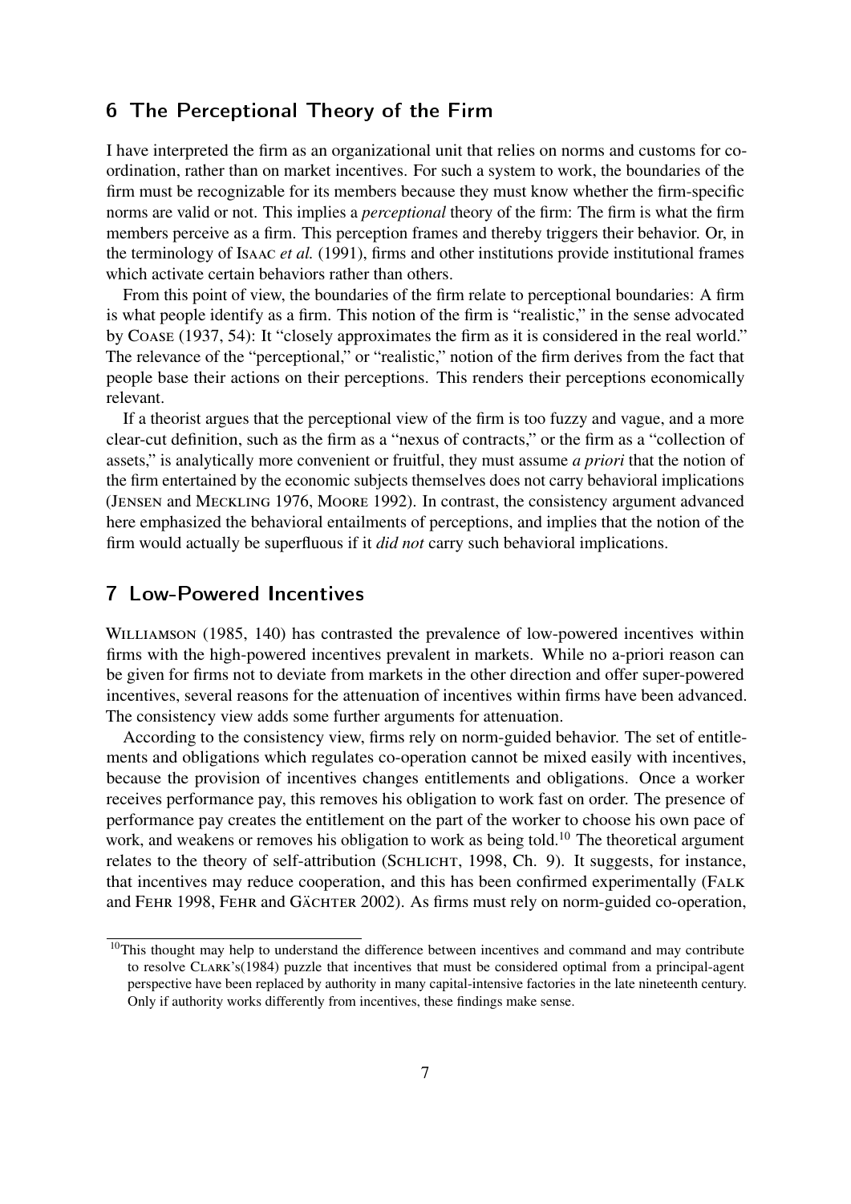## 6 The Perceptional Theory of the Firm

I have interpreted the firm as an organizational unit that relies on norms and customs for co-ordination, rather than on market incentives. For such a system to work, the boundaries of the firm must be recognizable for its members because they must know whether the firm-specific norms are valid or not. This implies a *perceptional* theory of the firm: The firm is what the firm members perceive as a firm. This perception frames and thereby triggers their behavior. Or, in the terminology of Isaac *et al.* (1991), firms and other institutions provide institutional frames which activate certain behaviors rather than others.

From this point of view, the boundaries of the firm relate to perceptional boundaries: A firm is what people identify as a firm. This notion of the firm is "realistic," in the sense advocated by Coase (1937, 54): It "closely approximates the firm as it is considered in the real world." The relevance of the "perceptional," or "realistic," notion of the firm derives from the fact that people base their actions on their perceptions. This renders their perceptions economically relevant.

If a theorist argues that the perceptional view of the firm is too fuzzy and vague, and a more clear-cut definition, such as the firm as a "nexus of contracts," or the firm as a "collection of assets," is analytically more convenient or fruitful, they must assume *a priori* that the notion of the firm entertained by the economic subjects themselves does not carry behavioral implications (Jensen and Meckling 1976, Moore 1992). In contrast, the consistency argument advanced here emphasized the behavioral entailments of perceptions, and implies that the notion of the firm would actually be superfluous if it *did not* carry such behavioral implications.

## 7 Low-Powered Incentives

Williamson (1985, 140) has contrasted the prevalence of low-powered incentives within firms with the high-powered incentives prevalent in markets. While no a-priori reason can be given for firms not to deviate from markets in the other direction and offer super-powered incentives, several reasons for the attenuation of incentives within firms have been advanced. The consistency view adds some further arguments for attenuation.

According to the consistency view, firms rely on norm-guided behavior. The set of entitlements and obligations which regulates co-operation cannot be mixed easily with incentives, because the provision of incentives changes entitlements and obligations. Once a worker receives performance pay, this removes his obligation to work fast on order. The presence of performance pay creates the entitlement on the part of the worker to choose his own pace of work, and weakens or removes his obligation to work as being told.[10] The theoretical argument relates to the theory of self-attribution (Schlicht, 1998, Ch. 9). It suggests, for instance, that incentives may reduce cooperation, and this has been confirmed experimentally (Falk and Fehr 1998, Fehr and Gächter 2002). As firms must rely on norm-guided co-operation,

[10] This thought may help to understand the difference between incentives and command and may contribute to resolve Clark's(1984) puzzle that incentives that must be considered optimal from a principal-agent perspective have been replaced by authority in many capital-intensive factories in the late nineteenth century. Only if authority works differently from incentives, these findings make sense.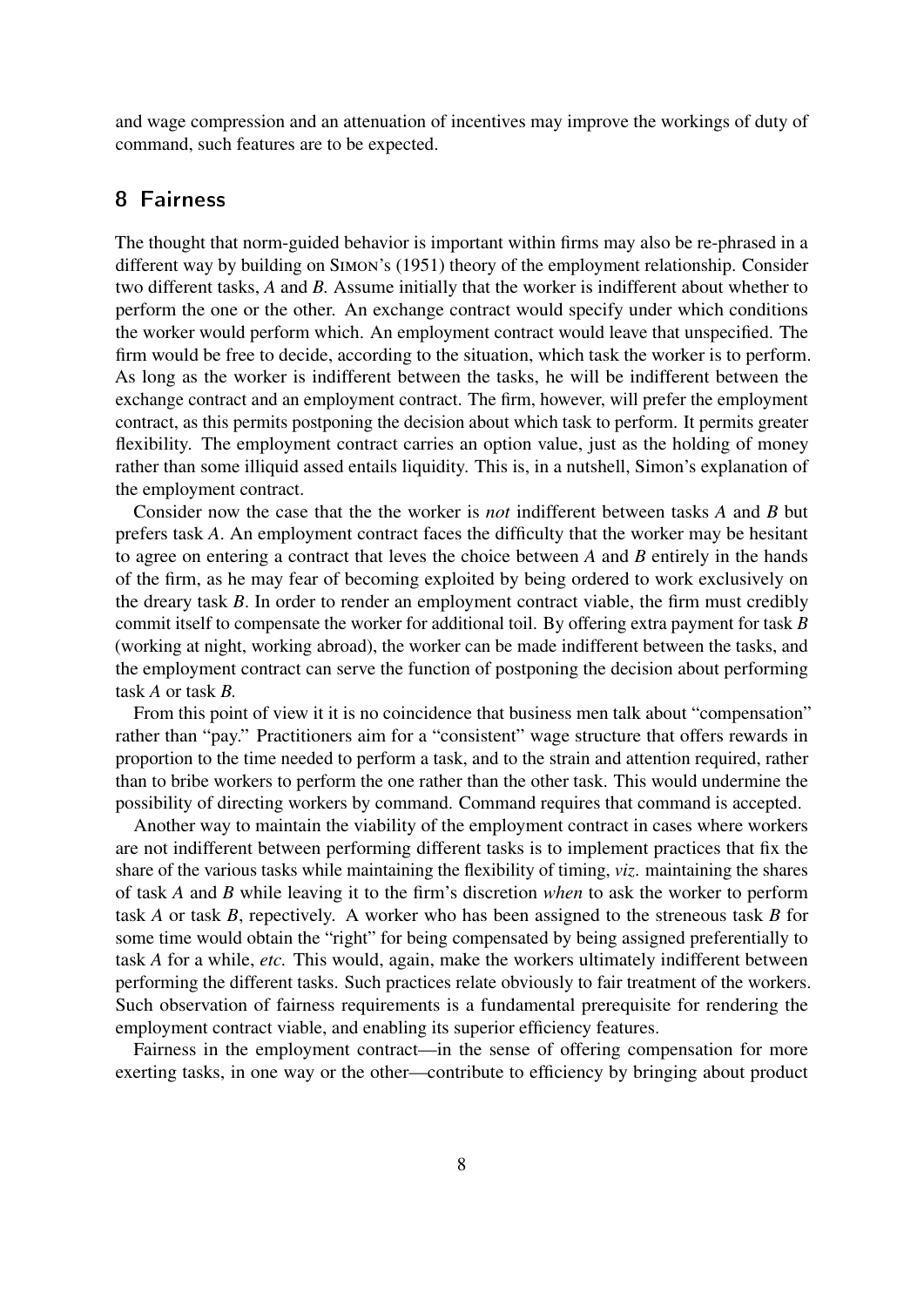and wage compression and an attenuation of incentives may improve the workings of duty of command, such features are to be expected.

## 8 Fairness

The thought that norm-guided behavior is important within firms may also be re-phrased in a different way by building on SIMON's (1951) theory of the employment relationship. Consider two different tasks, *A* and *B*. Assume initially that the worker is indifferent about whether to perform the one or the other. An exchange contract would specify under which conditions the worker would perform which. An employment contract would leave that unspecified. The firm would be free to decide, according to the situation, which task the worker is to perform. As long as the worker is indifferent between the tasks, he will be indifferent between the exchange contract and an employment contract. The firm, however, will prefer the employment contract, as this permits postponing the decision about which task to perform. It permits greater flexibility. The employment contract carries an option value, just as the holding of money rather than some illiquid assed entails liquidity. This is, in a nutshell, Simon's explanation of the employment contract.

Consider now the case that the the worker is *not* indifferent between tasks *A* and *B* but prefers task *A*. An employment contract faces the difficulty that the worker may be hesitant to agree on entering a contract that leves the choice between *A* and *B* entirely in the hands of the firm, as he may fear of becoming exploited by being ordered to work exclusively on the dreary task *B*. In order to render an employment contract viable, the firm must credibly commit itself to compensate the worker for additional toil. By offering extra payment for task *B* (working at night, working abroad), the worker can be made indifferent between the tasks, and the employment contract can serve the function of postponing the decision about performing task *A* or task *B*.

From this point of view it it is no coincidence that business men talk about "compensation" rather than "pay." Practitioners aim for a "consistent" wage structure that offers rewards in proportion to the time needed to perform a task, and to the strain and attention required, rather than to bribe workers to perform the one rather than the other task. This would undermine the possibility of directing workers by command. Command requires that command is accepted.

Another way to maintain the viability of the employment contract in cases where workers are not indifferent between performing different tasks is to implement practices that fix the share of the various tasks while maintaining the flexibility of timing, *viz.* maintaining the shares of task *A* and *B* while leaving it to the firm's discretion *when* to ask the worker to perform task *A* or task *B*, repectively. A worker who has been assigned to the streneous task *B* for some time would obtain the "right" for being compensated by being assigned preferentially to task *A* for a while, *etc.* This would, again, make the workers ultimately indifferent between performing the different tasks. Such practices relate obviously to fair treatment of the workers. Such observation of fairness requirements is a fundamental prerequisite for rendering the employment contract viable, and enabling its superior efficiency features.

Fairness in the employment contract—in the sense of offering compensation for more exerting tasks, in one way or the other—contribute to efficiency by bringing about product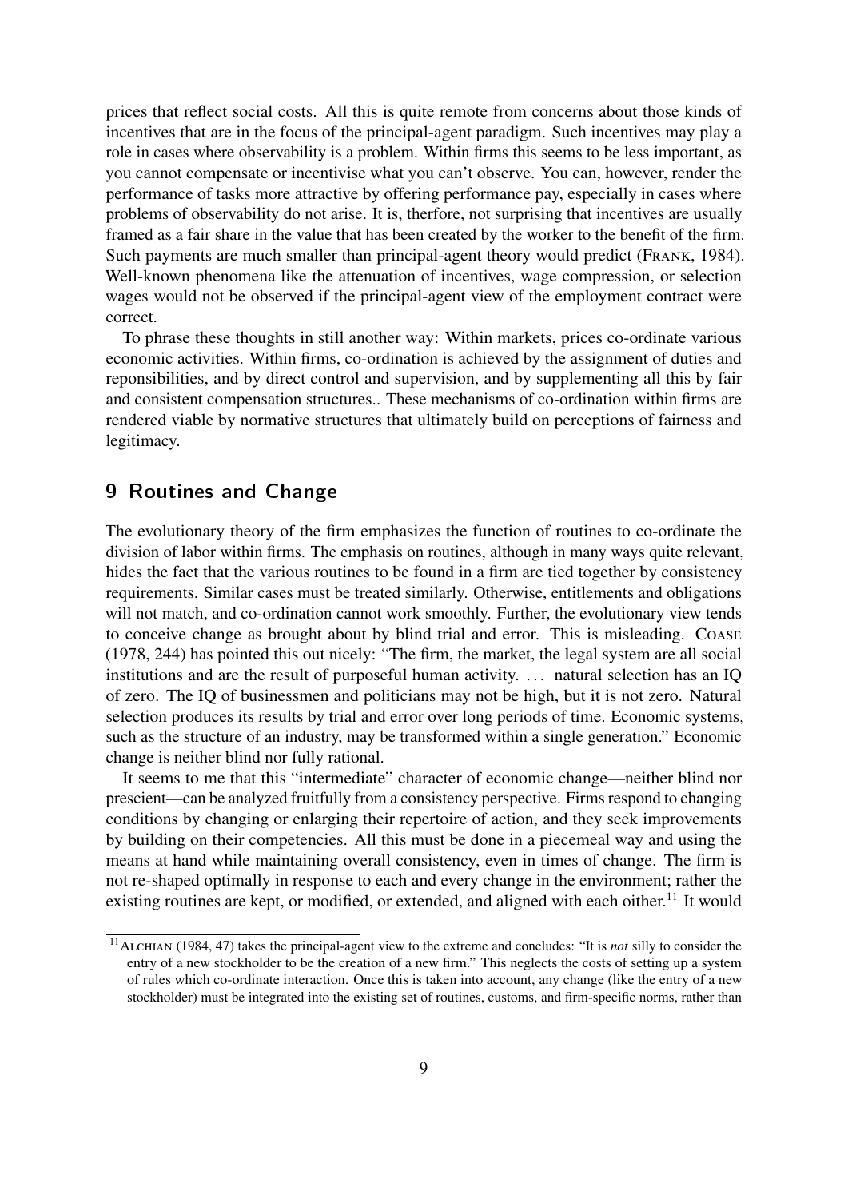prices that reflect social costs. All this is quite remote from concerns about those kinds of incentives that are in the focus of the principal-agent paradigm. Such incentives may play a role in cases where observability is a problem. Within firms this seems to be less important, as you cannot compensate or incentivise what you can't observe. You can, however, render the performance of tasks more attractive by offering performance pay, especially in cases where problems of observability do not arise. It is, therfore, not surprising that incentives are usually framed as a fair share in the value that has been created by the worker to the benefit of the firm. Such payments are much smaller than principal-agent theory would predict (Frank, 1984). Well-known phenomena like the attenuation of incentives, wage compression, or selection wages would not be observed if the principal-agent view of the employment contract were correct.

To phrase these thoughts in still another way: Within markets, prices co-ordinate various economic activities. Within firms, co-ordination is achieved by the assignment of duties and reponsibilities, and by direct control and supervision, and by supplementing all this by fair and consistent compensation structures.. These mechanisms of co-ordination within firms are rendered viable by normative structures that ultimately build on perceptions of fairness and legitimacy.

## 9 Routines and Change

The evolutionary theory of the firm emphasizes the function of routines to co-ordinate the division of labor within firms. The emphasis on routines, although in many ways quite relevant, hides the fact that the various routines to be found in a firm are tied together by consistency requirements. Similar cases must be treated similarly. Otherwise, entitlements and obligations will not match, and co-ordination cannot work smoothly. Further, the evolutionary view tends to conceive change as brought about by blind trial and error. This is misleading. Coase (1978, 244) has pointed this out nicely: "The firm, the market, the legal system are all social institutions and are the result of purposeful human activity. ... natural selection has an IQ of zero. The IQ of businessmen and politicians may not be high, but it is not zero. Natural selection produces its results by trial and error over long periods of time. Economic systems, such as the structure of an industry, may be transformed within a single generation." Economic change is neither blind nor fully rational.

It seems to me that this "intermediate" character of economic change—neither blind nor prescient—can be analyzed fruitfully from a consistency perspective. Firms respond to changing conditions by changing or enlarging their repertoire of action, and they seek improvements by building on their competencies. All this must be done in a piecemeal way and using the means at hand while maintaining overall consistency, even in times of change. The firm is not re-shaped optimally in response to each and every change in the environment; rather the existing routines are kept, or modified, or extended, and aligned with each oither.[11] It would

[11] Alchian (1984, 47) takes the principal-agent view to the extreme and concludes: "It is *not* silly to consider the entry of a new stockholder to be the creation of a new firm." This neglects the costs of setting up a system of rules which co-ordinate interaction. Once this is taken into account, any change (like the entry of a new stockholder) must be integrated into the existing set of routines, customs, and firm-specific norms, rather than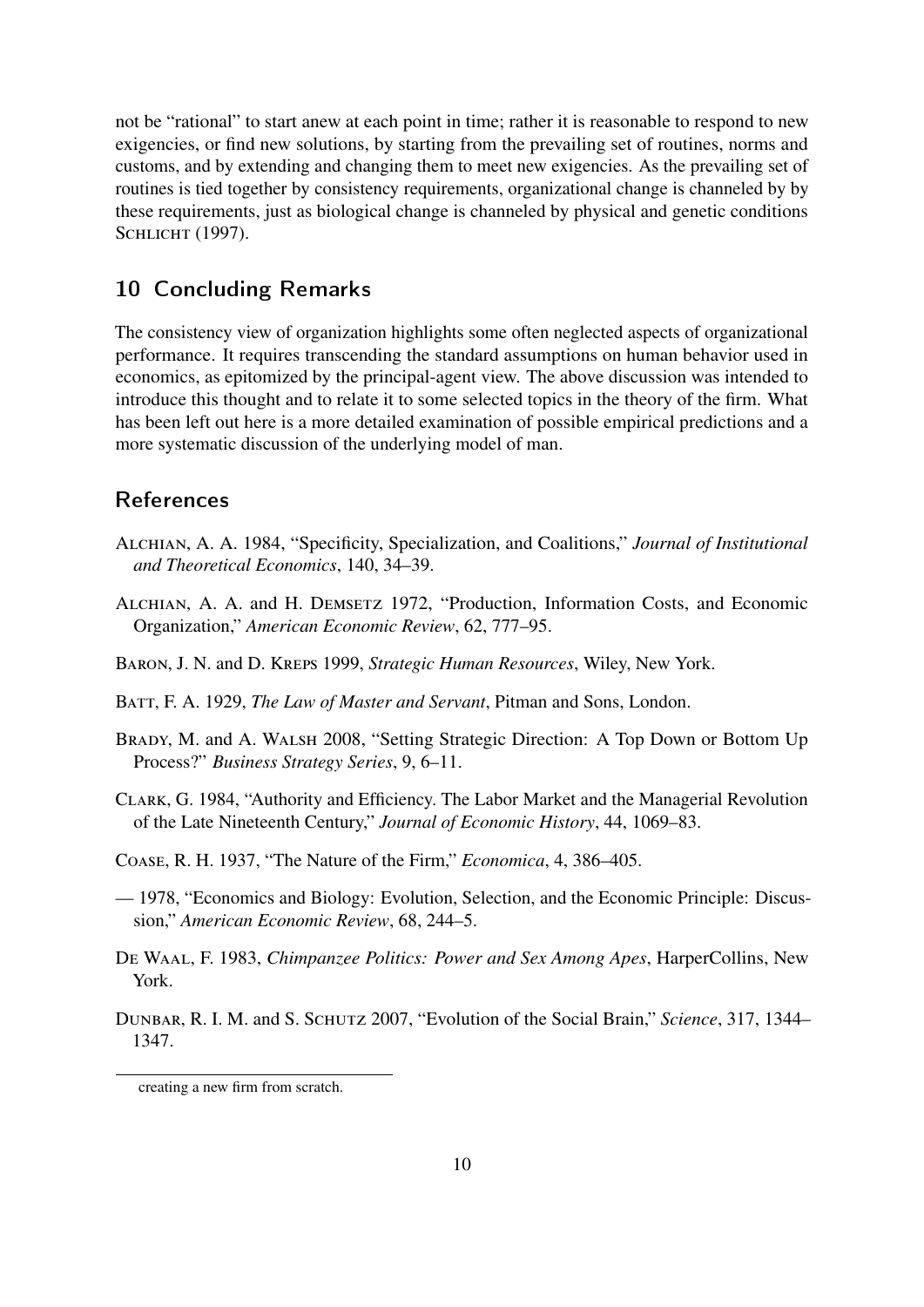not be "rational" to start anew at each point in time; rather it is reasonable to respond to new exigencies, or find new solutions, by starting from the prevailing set of routines, norms and customs, and by extending and changing them to meet new exigencies. As the prevailing set of routines is tied together by consistency requirements, organizational change is channeled by by these requirements, just as biological change is channeled by physical and genetic conditions SCHLICHT (1997).

## 10 Concluding Remarks

The consistency view of organization highlights some often neglected aspects of organizational performance. It requires transcending the standard assumptions on human behavior used in economics, as epitomized by the principal-agent view. The above discussion was intended to introduce this thought and to relate it to some selected topics in the theory of the firm. What has been left out here is a more detailed examination of possible empirical predictions and a more systematic discussion of the underlying model of man.

## References

ALCHIAN, A. A. 1984, "Specificity, Specialization, and Coalitions," *Journal of Institutional and Theoretical Economics*, 140, 34–39.

ALCHIAN, A. A. and H. DEMSETZ 1972, "Production, Information Costs, and Economic Organization," *American Economic Review*, 62, 777–95.

BARON, J. N. and D. KREPS 1999, *Strategic Human Resources*, Wiley, New York.

BATT, F. A. 1929, *The Law of Master and Servant*, Pitman and Sons, London.

BRADY, M. and A. WALSH 2008, "Setting Strategic Direction: A Top Down or Bottom Up Process?" *Business Strategy Series*, 9, 6–11.

CLARK, G. 1984, "Authority and Efficiency. The Labor Market and the Managerial Revolution of the Late Nineteenth Century," *Journal of Economic History*, 44, 1069–83.

COASE, R. H. 1937, "The Nature of the Firm," *Economica*, 4, 386–405.

— 1978, "Economics and Biology: Evolution, Selection, and the Economic Principle: Discussion," *American Economic Review*, 68, 244–5.

DE WAAL, F. 1983, *Chimpanzee Politics: Power and Sex Among Apes*, HarperCollins, New York.

DUNBAR, R. I. M. and S. SCHUTZ 2007, "Evolution of the Social Brain," *Science*, 317, 1344–1347.

---

creating a new firm from scratch.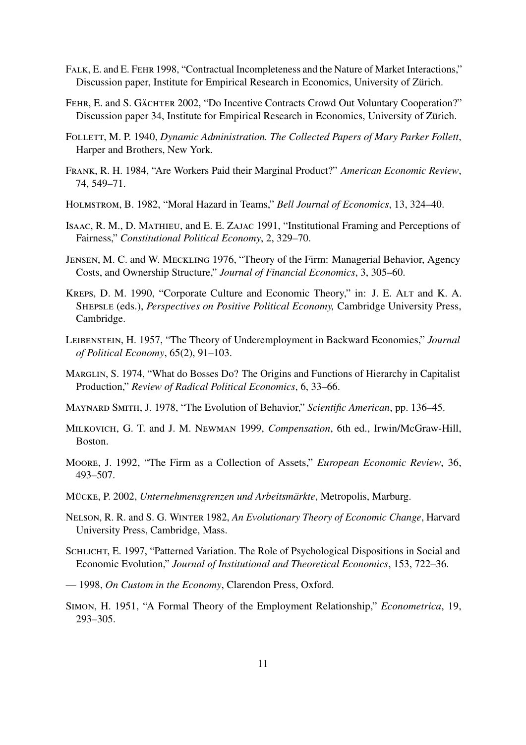Falk, E. and E. Fehr 1998, "Contractual Incompleteness and the Nature of Market Interactions," Discussion paper, Institute for Empirical Research in Economics, University of Zürich.

Fehr, E. and S. Gächter 2002, "Do Incentive Contracts Crowd Out Voluntary Cooperation?" Discussion paper 34, Institute for Empirical Research in Economics, University of Zürich.

Follett, M. P. 1940, *Dynamic Administration. The Collected Papers of Mary Parker Follett*, Harper and Brothers, New York.

Frank, R. H. 1984, "Are Workers Paid their Marginal Product?" *American Economic Review*, 74, 549–71.

Holmstrom, B. 1982, "Moral Hazard in Teams," *Bell Journal of Economics*, 13, 324–40.

Isaac, R. M., D. Mathieu, and E. E. Zajac 1991, "Institutional Framing and Perceptions of Fairness," *Constitutional Political Economy*, 2, 329–70.

Jensen, M. C. and W. Meckling 1976, "Theory of the Firm: Managerial Behavior, Agency Costs, and Ownership Structure," *Journal of Financial Economics*, 3, 305–60.

Kreps, D. M. 1990, "Corporate Culture and Economic Theory," in: J. E. Alt and K. A. Shepsle (eds.), *Perspectives on Positive Political Economy,* Cambridge University Press, Cambridge.

Leibenstein, H. 1957, "The Theory of Underemployment in Backward Economies," *Journal of Political Economy*, 65(2), 91–103.

Marglin, S. 1974, "What do Bosses Do? The Origins and Functions of Hierarchy in Capitalist Production," *Review of Radical Political Economics*, 6, 33–66.

Maynard Smith, J. 1978, "The Evolution of Behavior," *Scientific American*, pp. 136–45.

Milkovich, G. T. and J. M. Newman 1999, *Compensation*, 6th ed., Irwin/McGraw-Hill, Boston.

Moore, J. 1992, "The Firm as a Collection of Assets," *European Economic Review*, 36, 493–507.

Mücke, P. 2002, *Unternehmensgrenzen und Arbeitsmärkte*, Metropolis, Marburg.

Nelson, R. R. and S. G. Winter 1982, *An Evolutionary Theory of Economic Change*, Harvard University Press, Cambridge, Mass.

Schlicht, E. 1997, "Patterned Variation. The Role of Psychological Dispositions in Social and Economic Evolution," *Journal of Institutional and Theoretical Economics*, 153, 722–36.

— 1998, *On Custom in the Economy*, Clarendon Press, Oxford.

Simon, H. 1951, "A Formal Theory of the Employment Relationship," *Econometrica*, 19, 293–305.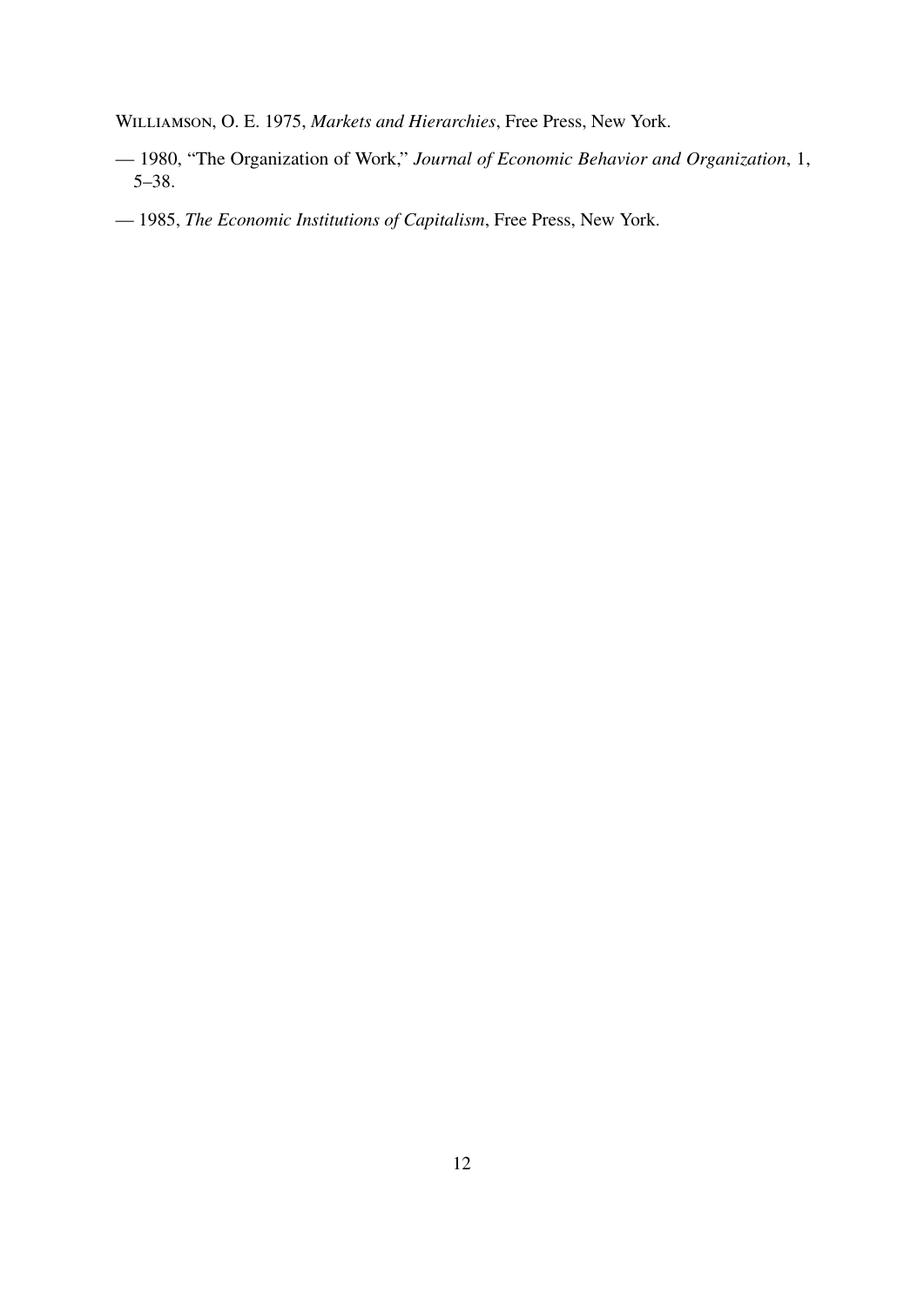WILLIAMSON, O. E. 1975, *Markets and Hierarchies*, Free Press, New York.

— 1980, "The Organization of Work," *Journal of Economic Behavior and Organization*, 1, 5–38.

— 1985, *The Economic Institutions of Capitalism*, Free Press, New York.